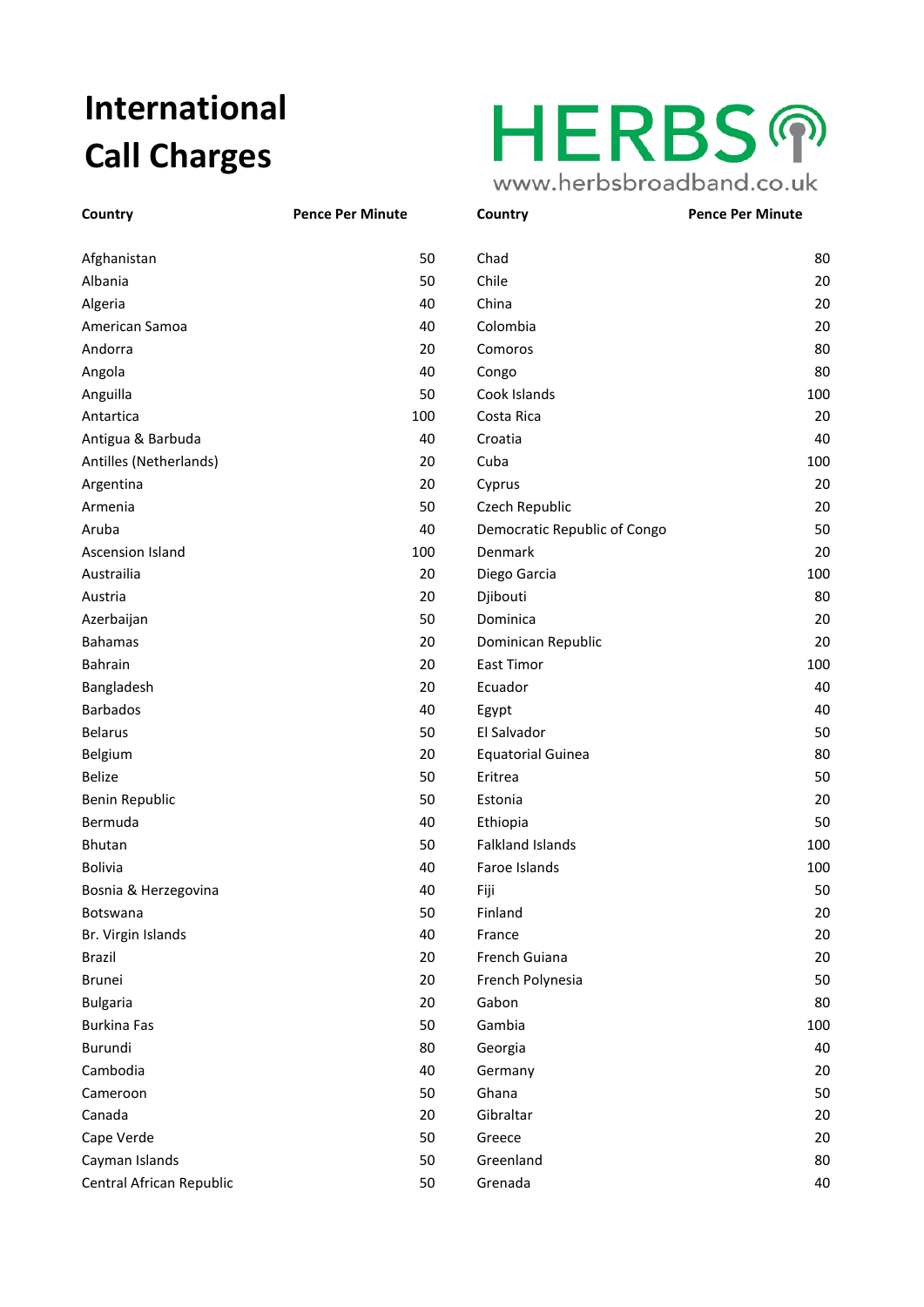# International Call Charges

HERBS
www.herbsbroadband.co.uk

| Country | Pence Per Minute |
|---|---|
| Afghanistan | 50 |
| Albania | 50 |
| Algeria | 40 |
| American Samoa | 40 |
| Andorra | 20 |
| Angola | 40 |
| Anguilla | 50 |
| Antartica | 100 |
| Antigua & Barbuda | 40 |
| Antilles (Netherlands) | 20 |
| Argentina | 20 |
| Armenia | 50 |
| Aruba | 40 |
| Ascension Island | 100 |
| Austrailia | 20 |
| Austria | 20 |
| Azerbaijan | 50 |
| Bahamas | 20 |
| Bahrain | 20 |
| Bangladesh | 20 |
| Barbados | 40 |
| Belarus | 50 |
| Belgium | 20 |
| Belize | 50 |
| Benin Republic | 50 |
| Bermuda | 40 |
| Bhutan | 50 |
| Bolivia | 40 |
| Bosnia & Herzegovina | 40 |
| Botswana | 50 |
| Br. Virgin Islands | 40 |
| Brazil | 20 |
| Brunei | 20 |
| Bulgaria | 20 |
| Burkina Fas | 50 |
| Burundi | 80 |
| Cambodia | 40 |
| Cameroon | 50 |
| Canada | 20 |
| Cape Verde | 50 |
| Cayman Islands | 50 |
| Central African Republic | 50 |
| Chad | 80 |
| Chile | 20 |
| China | 20 |
| Colombia | 20 |
| Comoros | 80 |
| Congo | 80 |
| Cook Islands | 100 |
| Costa Rica | 20 |
| Croatia | 40 |
| Cuba | 100 |
| Cyprus | 20 |
| Czech Republic | 20 |
| Democratic Republic of Congo | 50 |
| Denmark | 20 |
| Diego Garcia | 100 |
| Djibouti | 80 |
| Dominica | 20 |
| Dominican Republic | 20 |
| East Timor | 100 |
| Ecuador | 40 |
| Egypt | 40 |
| El Salvador | 50 |
| Equatorial Guinea | 80 |
| Eritrea | 50 |
| Estonia | 20 |
| Ethiopia | 50 |
| Falkland Islands | 100 |
| Faroe Islands | 100 |
| Fiji | 50 |
| Finland | 20 |
| France | 20 |
| French Guiana | 20 |
| French Polynesia | 50 |
| Gabon | 80 |
| Gambia | 100 |
| Georgia | 40 |
| Germany | 20 |
| Ghana | 50 |
| Gibraltar | 20 |
| Greece | 20 |
| Greenland | 80 |
| Grenada | 40 |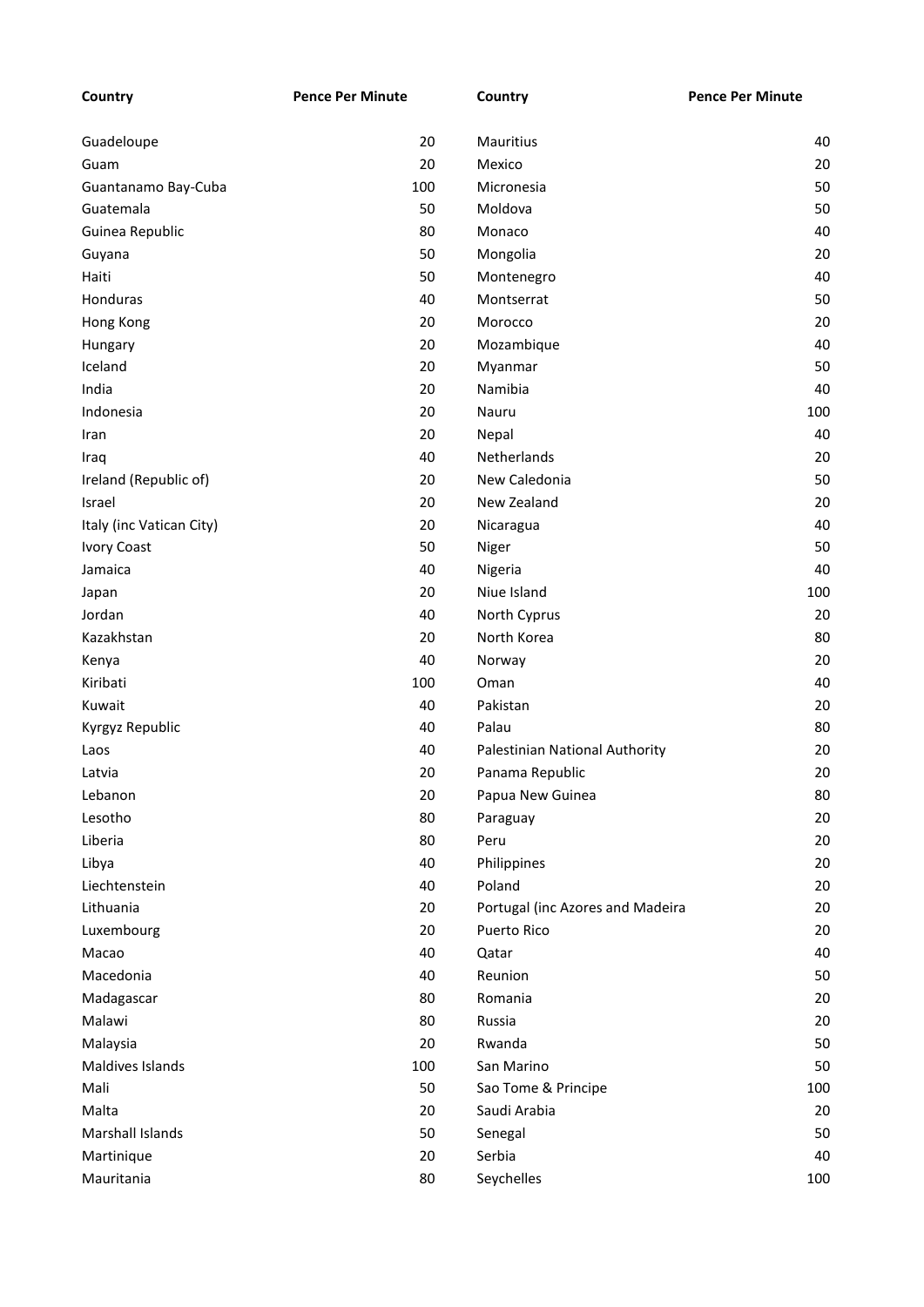| Country | Pence Per Minute | Country | Pence Per Minute |
|---|---|---|---|
| Guadeloupe | 20 | Mauritius | 40 |
| Guam | 20 | Mexico | 20 |
| Guantanamo Bay-Cuba | 100 | Micronesia | 50 |
| Guatemala | 50 | Moldova | 50 |
| Guinea Republic | 80 | Monaco | 40 |
| Guyana | 50 | Mongolia | 20 |
| Haiti | 50 | Montenegro | 40 |
| Honduras | 40 | Montserrat | 50 |
| Hong Kong | 20 | Morocco | 20 |
| Hungary | 20 | Mozambique | 40 |
| Iceland | 20 | Myanmar | 50 |
| India | 20 | Namibia | 40 |
| Indonesia | 20 | Nauru | 100 |
| Iran | 20 | Nepal | 40 |
| Iraq | 40 | Netherlands | 20 |
| Ireland (Republic of) | 20 | New Caledonia | 50 |
| Israel | 20 | New Zealand | 20 |
| Italy (inc Vatican City) | 20 | Nicaragua | 40 |
| Ivory Coast | 50 | Niger | 50 |
| Jamaica | 40 | Nigeria | 40 |
| Japan | 20 | Niue Island | 100 |
| Jordan | 40 | North Cyprus | 20 |
| Kazakhstan | 20 | North Korea | 80 |
| Kenya | 40 | Norway | 20 |
| Kiribati | 100 | Oman | 40 |
| Kuwait | 40 | Pakistan | 20 |
| Kyrgyz Republic | 40 | Palau | 80 |
| Laos | 40 | Palestinian National Authority | 20 |
| Latvia | 20 | Panama Republic | 20 |
| Lebanon | 20 | Papua New Guinea | 80 |
| Lesotho | 80 | Paraguay | 20 |
| Liberia | 80 | Peru | 20 |
| Libya | 40 | Philippines | 20 |
| Liechtenstein | 40 | Poland | 20 |
| Lithuania | 20 | Portugal (inc Azores and Madeira | 20 |
| Luxembourg | 20 | Puerto Rico | 20 |
| Macao | 40 | Qatar | 40 |
| Macedonia | 40 | Reunion | 50 |
| Madagascar | 80 | Romania | 20 |
| Malawi | 80 | Russia | 20 |
| Malaysia | 20 | Rwanda | 50 |
| Maldives Islands | 100 | San Marino | 50 |
| Mali | 50 | Sao Tome & Principe | 100 |
| Malta | 20 | Saudi Arabia | 20 |
| Marshall Islands | 50 | Senegal | 50 |
| Martinique | 20 | Serbia | 40 |
| Mauritania | 80 | Seychelles | 100 |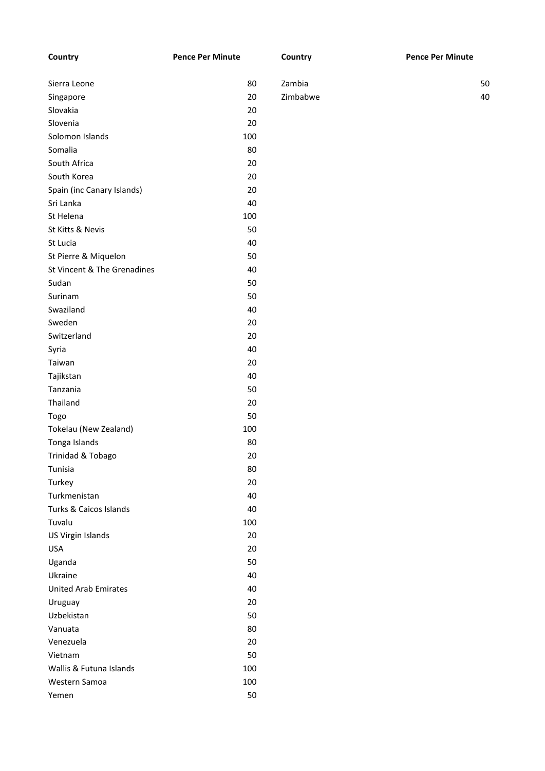| Country | Pence Per Minute |
|---|---|
| Sierra Leone | 80 |
| Singapore | 20 |
| Slovakia | 20 |
| Slovenia | 20 |
| Solomon Islands | 100 |
| Somalia | 80 |
| South Africa | 20 |
| South Korea | 20 |
| Spain (inc Canary Islands) | 20 |
| Sri Lanka | 40 |
| St Helena | 100 |
| St Kitts & Nevis | 50 |
| St Lucia | 40 |
| St Pierre & Miquelon | 50 |
| St Vincent & The Grenadines | 40 |
| Sudan | 50 |
| Surinam | 50 |
| Swaziland | 40 |
| Sweden | 20 |
| Switzerland | 20 |
| Syria | 40 |
| Taiwan | 20 |
| Tajikstan | 40 |
| Tanzania | 50 |
| Thailand | 20 |
| Togo | 50 |
| Tokelau (New Zealand) | 100 |
| Tonga Islands | 80 |
| Trinidad & Tobago | 20 |
| Tunisia | 80 |
| Turkey | 20 |
| Turkmenistan | 40 |
| Turks & Caicos Islands | 40 |
| Tuvalu | 100 |
| US Virgin Islands | 20 |
| USA | 20 |
| Uganda | 50 |
| Ukraine | 40 |
| United Arab Emirates | 40 |
| Uruguay | 20 |
| Uzbekistan | 50 |
| Vanuata | 80 |
| Venezuela | 20 |
| Vietnam | 50 |
| Wallis & Futuna Islands | 100 |
| Western Samoa | 100 |
| Yemen | 50 |
| Zambia | 50 |
| Zimbabwe | 40 |